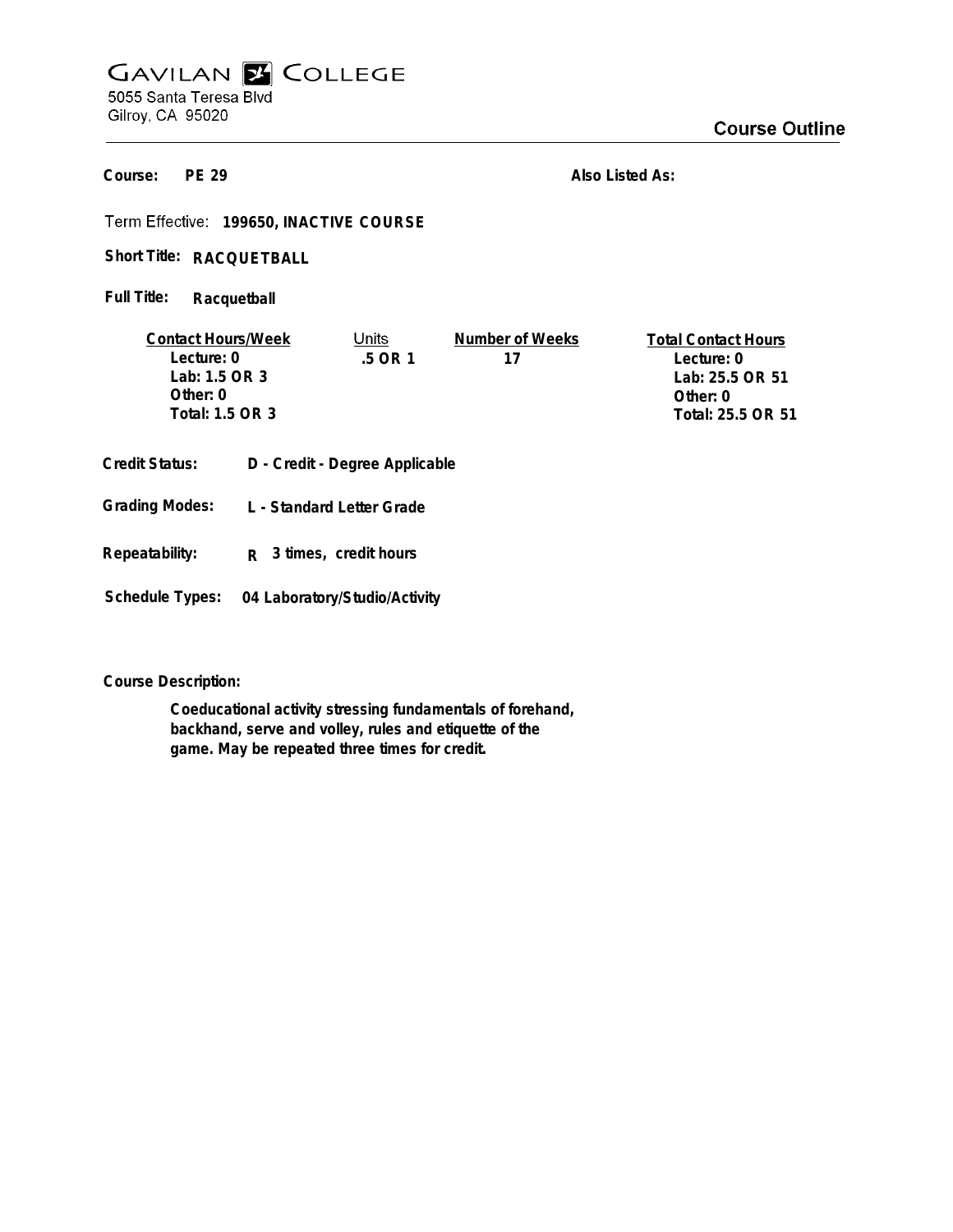# GAVILAN COLLEGE

5055 Santa Teresa Blvd
Gilroy, CA 95020

## Course Outline

**Course:** PE 29

**Also Listed As:**

Term Effective: **199650, INACTIVE COURSE**

**Short Title:** RACQUETBALL

**Full Title:** Racquetball

| Contact Hours/Week | Units | Number of Weeks | Total Contact Hours |
|---|---|---|---|
| Lecture: 0<br>Lab: 1.5 OR 3<br>Other: 0<br>Total: 1.5 OR 3 | .5 OR 1 | 17 | Lecture: 0<br>Lab: 25.5 OR 51<br>Other: 0<br>Total: 25.5 OR 51 |

**Credit Status:** D - Credit - Degree Applicable

**Grading Modes:** L - Standard Letter Grade

**Repeatability:** R 3 times, credit hours

**Schedule Types:** 04 Laboratory/Studio/Activity

**Course Description:**

Coeducational activity stressing fundamentals of forehand, backhand, serve and volley, rules and etiquette of the game. May be repeated three times for credit.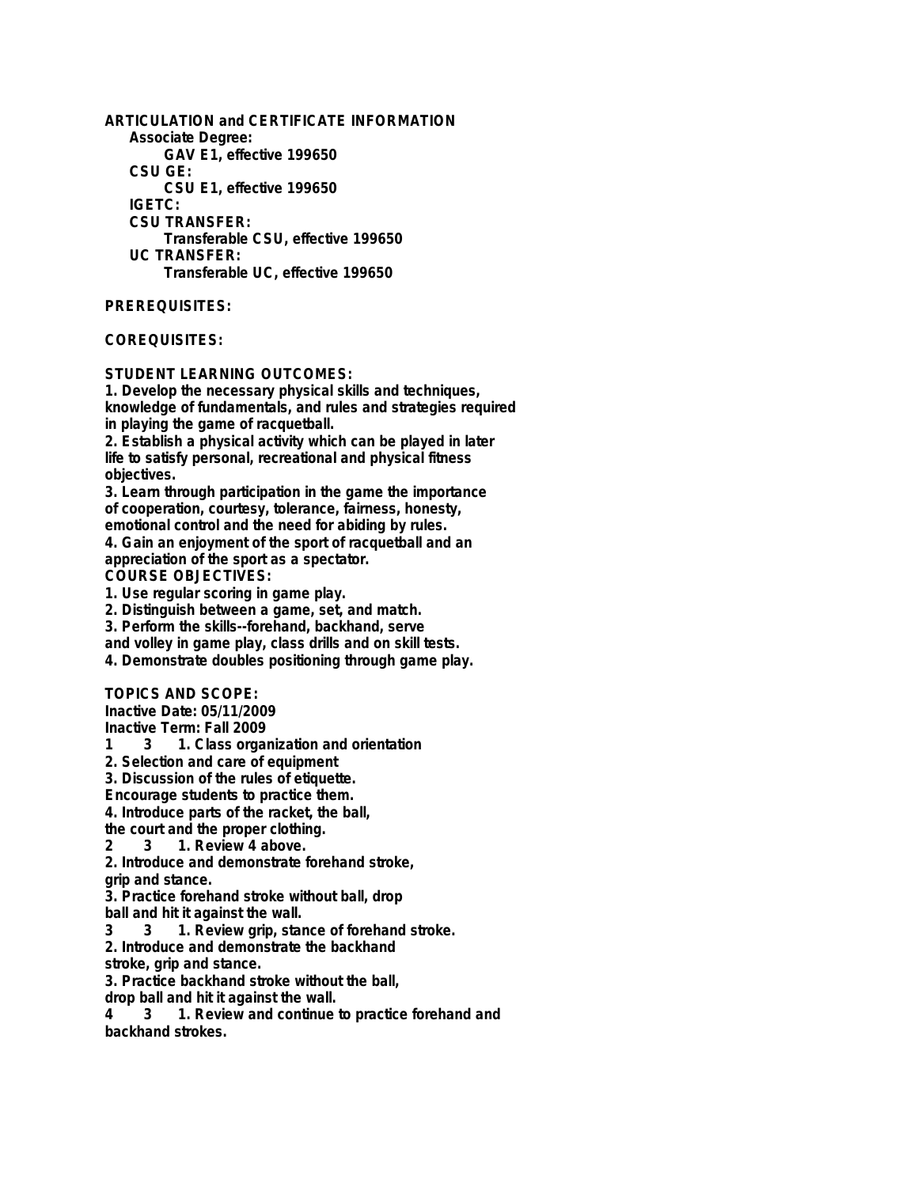**ARTICULATION and CERTIFICATE INFORMATION**

**Associate Degree:**

**GAV E1, effective 199650**

**CSU GE:**

**CSU E1, effective 199650**

**IGETC:**

**CSU TRANSFER:**

**Transferable CSU, effective 199650**

**UC TRANSFER:**

**Transferable UC, effective 199650**

**PREREQUISITES:**

**COREQUISITES:**

**STUDENT LEARNING OUTCOMES:**

1. Develop the necessary physical skills and techniques, knowledge of fundamentals, and rules and strategies required in playing the game of racquetball.
2. Establish a physical activity which can be played in later life to satisfy personal, recreational and physical fitness objectives.
3. Learn through participation in the game the importance of cooperation, courtesy, tolerance, fairness, honesty, emotional control and the need for abiding by rules.
4. Gain an enjoyment of the sport of racquetball and an appreciation of the sport as a spectator.

**COURSE OBJECTIVES:**

1. Use regular scoring in game play.
2. Distinguish between a game, set, and match.
3. Perform the skills--forehand, backhand, serve and volley in game play, class drills and on skill tests.
4. Demonstrate doubles positioning through game play.

**TOPICS AND SCOPE:**

Inactive Date: 05/11/2009

Inactive Term: Fall 2009

1 3 1. Class organization and orientation
2. Selection and care of equipment
3. Discussion of the rules of etiquette.
Encourage students to practice them.
4. Introduce parts of the racket, the ball,
the court and the proper clothing.

2 3 1. Review 4 above.
2. Introduce and demonstrate forehand stroke,
grip and stance.
3. Practice forehand stroke without ball, drop
ball and hit it against the wall.

3 3 1. Review grip, stance of forehand stroke.
2. Introduce and demonstrate the backhand
stroke, grip and stance.
3. Practice backhand stroke without the ball,
drop ball and hit it against the wall.

4 3 1. Review and continue to practice forehand and
backhand strokes.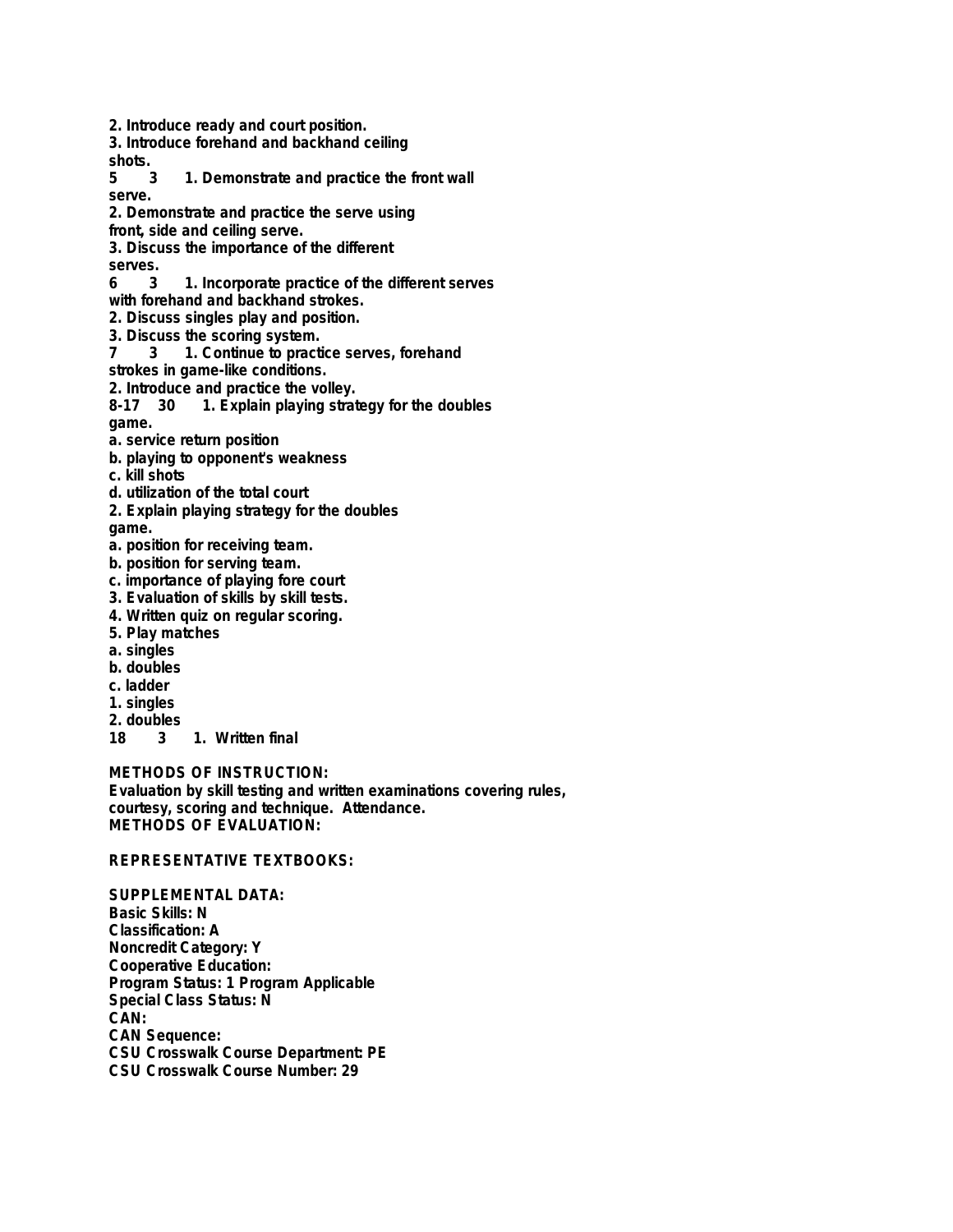2. Introduce ready and court position.
3. Introduce forehand and backhand ceiling
shots.
5 3 1. Demonstrate and practice the front wall
serve.
2. Demonstrate and practice the serve using
front, side and ceiling serve.
3. Discuss the importance of the different
serves.
6 3 1. Incorporate practice of the different serves
with forehand and backhand strokes.
2. Discuss singles play and position.
3. Discuss the scoring system.
7 3 1. Continue to practice serves, forehand
strokes in game-like conditions.
2. Introduce and practice the volley.
8-17 30 1. Explain playing strategy for the doubles
game.
a. service return position
b. playing to opponent's weakness
c. kill shots
d. utilization of the total court
2. Explain playing strategy for the doubles
game.
a. position for receiving team.
b. position for serving team.
c. importance of playing fore court
3. Evaluation of skills by skill tests.
4. Written quiz on regular scoring.
5. Play matches
a. singles
b. doubles
c. ladder
1. singles
2. doubles
18 3 1. Written final

**METHODS OF INSTRUCTION:**
Evaluation by skill testing and written examinations covering rules, courtesy, scoring and technique. Attendance.
**METHODS OF EVALUATION:**

**REPRESENTATIVE TEXTBOOKS:**

**SUPPLEMENTAL DATA:**
Basic Skills: N
Classification: A
Noncredit Category: Y
Cooperative Education:
Program Status: 1 Program Applicable
Special Class Status: N
CAN:
CAN Sequence:
CSU Crosswalk Course Department: PE
CSU Crosswalk Course Number: 29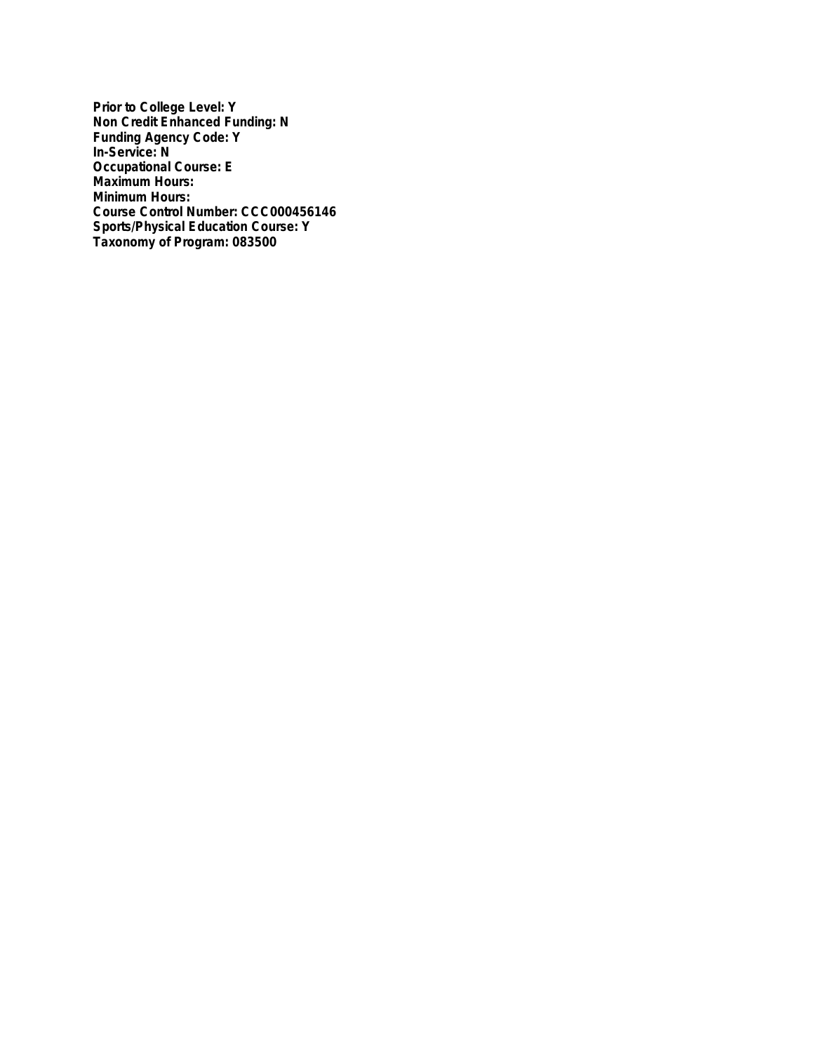**Prior to College Level: Y**
**Non Credit Enhanced Funding: N**
**Funding Agency Code: Y**
**In-Service: N**
**Occupational Course: E**
**Maximum Hours:**
**Minimum Hours:**
**Course Control Number: CCC000456146**
**Sports/Physical Education Course: Y**
**Taxonomy of Program: 083500**